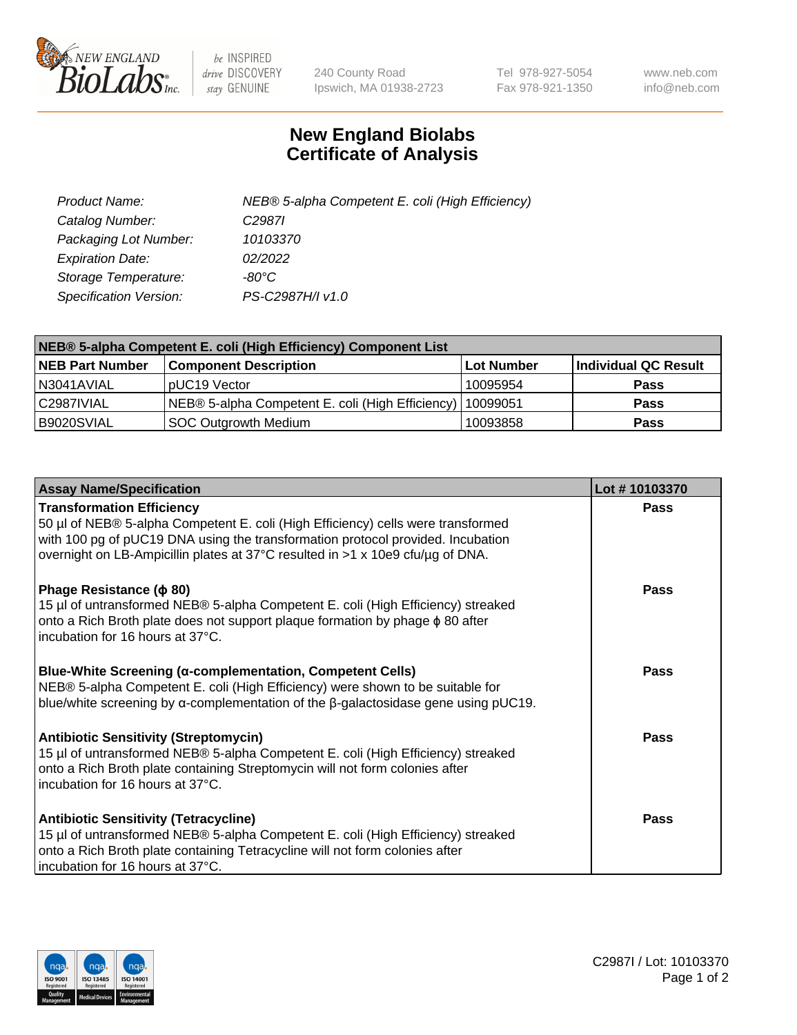240 County Road
Ipswich, MA 01938-2723

Tel 978-927-5054
Fax 978-921-1350

www.neb.com
info@neb.com

# New England Biolabs Certificate of Analysis

| | |
|---|---|
| Product Name: | NEB® 5-alpha Competent E. coli (High Efficiency) |
| Catalog Number: | C2987I |
| Packaging Lot Number: | 10103370 |
| Expiration Date: | 02/2022 |
| Storage Temperature: | -80°C |
| Specification Version: | PS-C2987H/I v1.0 |

| NEB® 5-alpha Competent E. coli (High Efficiency) Component List | | | |
|---|---|---|---|
| **NEB Part Number** | **Component Description** | **Lot Number** | **Individual QC Result** |
| N3041AVIAL | pUC19 Vector | 10095954 | **Pass** |
| C2987IVIAL | NEB® 5-alpha Competent E. coli (High Efficiency) | 10099051 | **Pass** |
| B9020SVIAL | SOC Outgrowth Medium | 10093858 | **Pass** |

| Assay Name/Specification | Lot # 10103370 |
|---|---|
| **Transformation Efficiency**<br>50 µl of NEB® 5-alpha Competent E. coli (High Efficiency) cells were transformed with 100 pg of pUC19 DNA using the transformation protocol provided. Incubation overnight on LB-Ampicillin plates at 37°C resulted in >1 x 10e9 cfu/µg of DNA. | **Pass** |
| **Phage Resistance (ϕ 80)**<br>15 µl of untransformed NEB® 5-alpha Competent E. coli (High Efficiency) streaked onto a Rich Broth plate does not support plaque formation by phage ϕ 80 after incubation for 16 hours at 37°C. | **Pass** |
| **Blue-White Screening (α-complementation, Competent Cells)**<br>NEB® 5-alpha Competent E. coli (High Efficiency) were shown to be suitable for blue/white screening by α-complementation of the β-galactosidase gene using pUC19. | **Pass** |
| **Antibiotic Sensitivity (Streptomycin)**<br>15 µl of untransformed NEB® 5-alpha Competent E. coli (High Efficiency) streaked onto a Rich Broth plate containing Streptomycin will not form colonies after incubation for 16 hours at 37°C. | **Pass** |
| **Antibiotic Sensitivity (Tetracycline)**<br>15 µl of untransformed NEB® 5-alpha Competent E. coli (High Efficiency) streaked onto a Rich Broth plate containing Tetracycline will not form colonies after incubation for 16 hours at 37°C. | **Pass** |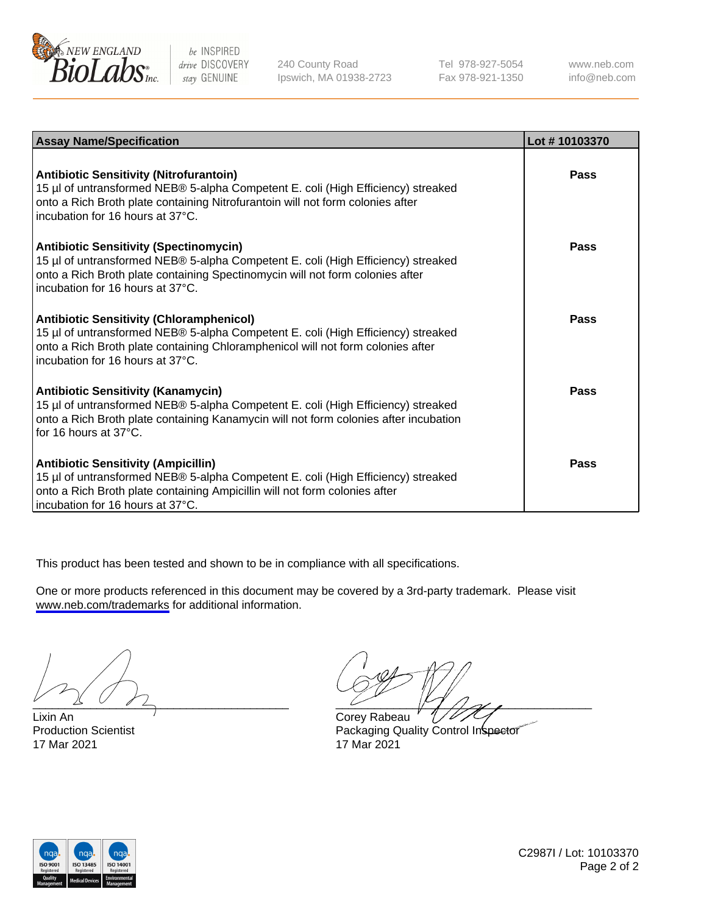| Assay Name/Specification | Lot # 10103370 |
|---|---|
| **Antibiotic Sensitivity (Nitrofurantoin)**<br>15 µl of untransformed NEB® 5-alpha Competent E. coli (High Efficiency) streaked onto a Rich Broth plate containing Nitrofurantoin will not form colonies after incubation for 16 hours at 37°C. | **Pass** |
| **Antibiotic Sensitivity (Spectinomycin)**<br>15 µl of untransformed NEB® 5-alpha Competent E. coli (High Efficiency) streaked onto a Rich Broth plate containing Spectinomycin will not form colonies after incubation for 16 hours at 37°C. | **Pass** |
| **Antibiotic Sensitivity (Chloramphenicol)**<br>15 µl of untransformed NEB® 5-alpha Competent E. coli (High Efficiency) streaked onto a Rich Broth plate containing Chloramphenicol will not form colonies after incubation for 16 hours at 37°C. | **Pass** |
| **Antibiotic Sensitivity (Kanamycin)**<br>15 µl of untransformed NEB® 5-alpha Competent E. coli (High Efficiency) streaked onto a Rich Broth plate containing Kanamycin will not form colonies after incubation for 16 hours at 37°C. | **Pass** |
| **Antibiotic Sensitivity (Ampicillin)**<br>15 µl of untransformed NEB® 5-alpha Competent E. coli (High Efficiency) streaked onto a Rich Broth plate containing Ampicillin will not form colonies after incubation for 16 hours at 37°C. | **Pass** |

This product has been tested and shown to be in compliance with all specifications.

One or more products referenced in this document may be covered by a 3rd-party trademark. Please visit www.neb.com/trademarks for additional information.

Lixin An
Production Scientist
17 Mar 2021

Corey Rabeau
Packaging Quality Control Inspector
17 Mar 2021

C2987I / Lot: 10103370